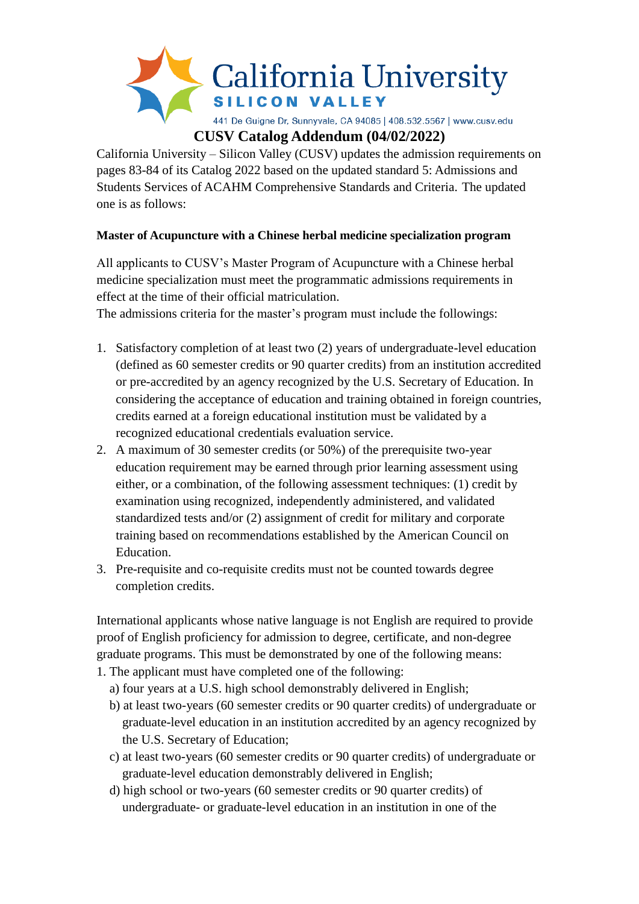California University SILICON VALLEY

441 De Guigne Dr, Sunnyvale, CA 94085 | 408.532.5567 | www.cusv.edu

# CUSV Catalog Addendum (04/02/2022)

California University – Silicon Valley (CUSV) updates the admission requirements on pages 83-84 of its Catalog 2022 based on the updated standard 5: Admissions and Students Services of ACAHM Comprehensive Standards and Criteria. The updated one is as follows:

**Master of Acupuncture with a Chinese herbal medicine specialization program**

All applicants to CUSV's Master Program of Acupuncture with a Chinese herbal medicine specialization must meet the programmatic admissions requirements in effect at the time of their official matriculation.

The admissions criteria for the master's program must include the followings:

1. Satisfactory completion of at least two (2) years of undergraduate-level education (defined as 60 semester credits or 90 quarter credits) from an institution accredited or pre-accredited by an agency recognized by the U.S. Secretary of Education. In considering the acceptance of education and training obtained in foreign countries, credits earned at a foreign educational institution must be validated by a recognized educational credentials evaluation service.
2. A maximum of 30 semester credits (or 50%) of the prerequisite two-year education requirement may be earned through prior learning assessment using either, or a combination, of the following assessment techniques: (1) credit by examination using recognized, independently administered, and validated standardized tests and/or (2) assignment of credit for military and corporate training based on recommendations established by the American Council on Education.
3. Pre-requisite and co-requisite credits must not be counted towards degree completion credits.

International applicants whose native language is not English are required to provide proof of English proficiency for admission to degree, certificate, and non-degree graduate programs. This must be demonstrated by one of the following means:

1. The applicant must have completed one of the following:
   a) four years at a U.S. high school demonstrably delivered in English;
   b) at least two-years (60 semester credits or 90 quarter credits) of undergraduate or graduate-level education in an institution accredited by an agency recognized by the U.S. Secretary of Education;
   c) at least two-years (60 semester credits or 90 quarter credits) of undergraduate or graduate-level education demonstrably delivered in English;
   d) high school or two-years (60 semester credits or 90 quarter credits) of undergraduate- or graduate-level education in an institution in one of the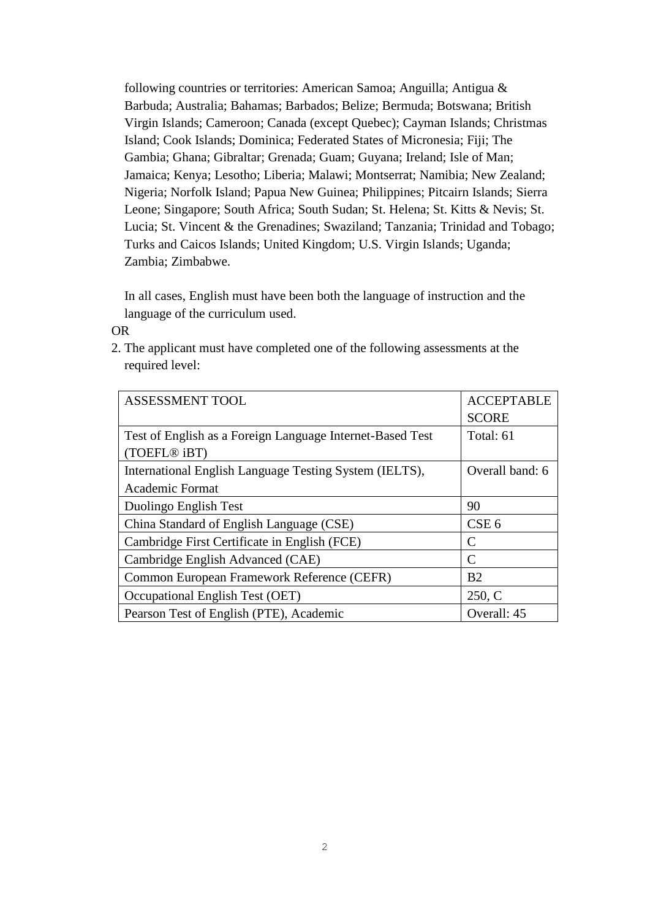following countries or territories: American Samoa; Anguilla; Antigua & Barbuda; Australia; Bahamas; Barbados; Belize; Bermuda; Botswana; British Virgin Islands; Cameroon; Canada (except Quebec); Cayman Islands; Christmas Island; Cook Islands; Dominica; Federated States of Micronesia; Fiji; The Gambia; Ghana; Gibraltar; Grenada; Guam; Guyana; Ireland; Isle of Man; Jamaica; Kenya; Lesotho; Liberia; Malawi; Montserrat; Namibia; New Zealand; Nigeria; Norfolk Island; Papua New Guinea; Philippines; Pitcairn Islands; Sierra Leone; Singapore; South Africa; South Sudan; St. Helena; St. Kitts & Nevis; St. Lucia; St. Vincent & the Grenadines; Swaziland; Tanzania; Trinidad and Tobago; Turks and Caicos Islands; United Kingdom; U.S. Virgin Islands; Uganda; Zambia; Zimbabwe.

In all cases, English must have been both the language of instruction and the language of the curriculum used.

OR

2. The applicant must have completed one of the following assessments at the required level:

| ASSESSMENT TOOL | ACCEPTABLE SCORE |
|---|---|
| Test of English as a Foreign Language Internet-Based Test (TOEFL® iBT) | Total: 61 |
| International English Language Testing System (IELTS), Academic Format | Overall band: 6 |
| Duolingo English Test | 90 |
| China Standard of English Language (CSE) | CSE 6 |
| Cambridge First Certificate in English (FCE) | C |
| Cambridge English Advanced (CAE) | C |
| Common European Framework Reference (CEFR) | B2 |
| Occupational English Test (OET) | 250, C |
| Pearson Test of English (PTE), Academic | Overall: 45 |